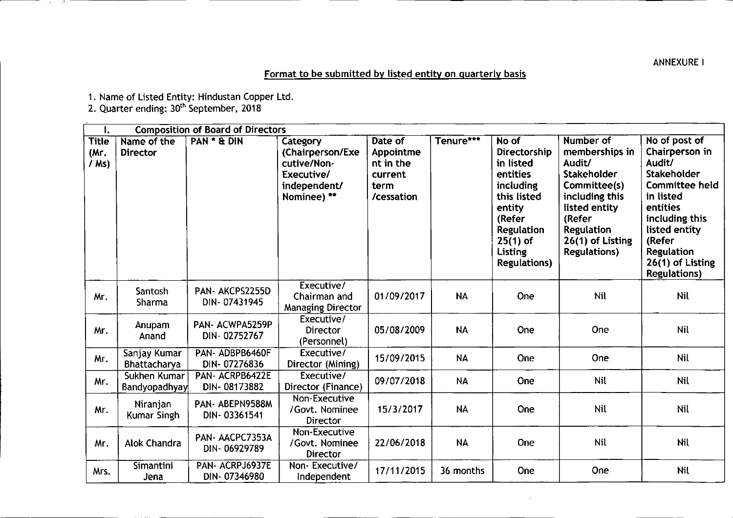ANNEXURE I

## Format to be submitted by listed entity on quarterly basis

1. Name of Listed Entity: Hindustan Copper Ltd.
2. Quarter ending: 30th September, 2018

| I. | Composition of Board of Directors | | | | | | | |
|---|---|---|---|---|---|---|---|---|
| Title (Mr. / Ms) | Name of the Director | PAN * & DIN | Category (Chairperson/Executive/Non-Executive/ independent/ Nominee) ** | Date of Appointment in the current term /cessation | Tenure*** | No of Directorship in listed entities including this listed entity (Refer Regulation 25(1) of Listing Regulations) | Number of memberships in Audit/ Stakeholder Committee(s) including this listed entity (Refer Regulation 26(1) of Listing Regulations) | No of post of Chairperson in Audit/ Stakeholder Committee held in listed entities including this listed entity (Refer Regulation 26(1) of Listing Regulations) |
| Mr. | Santosh Sharma | PAN- AKCPS2255D DIN- 07431945 | Executive/ Chairman and Managing Director | 01/09/2017 | NA | One | Nil | Nil |
| Mr. | Anupam Anand | PAN- ACWPA5259P DIN- 02752767 | Executive/ Director (Personnel) | 05/08/2009 | NA | One | One | Nil |
| Mr. | Sanjay Kumar Bhattacharya | PAN- ADBPB6460F DIN- 07276836 | Executive/ Director (Mining) | 15/09/2015 | NA | One | One | Nil |
| Mr. | Sukhen Kumar Bandyopadhyay | PAN- ACRPB6422E DIN- 08173882 | Executive/ Director (Finance) | 09/07/2018 | NA | One | Nil | Nil |
| Mr. | Niranjan Kumar Singh | PAN- ABEPN9588M DIN- 03361541 | Non-Executive /Govt. Nominee Director | 15/3/2017 | NA | One | Nil | Nil |
| Mr. | Alok Chandra | PAN- AACPC7353A DIN- 06929789 | Non-Executive /Govt. Nominee Director | 22/06/2018 | NA | One | Nil | Nil |
| Mrs. | Simantini Jena | PAN- ACRPJ6937E DIN- 07346980 | Non- Executive/ Independent | 17/11/2015 | 36 months | One | One | Nil |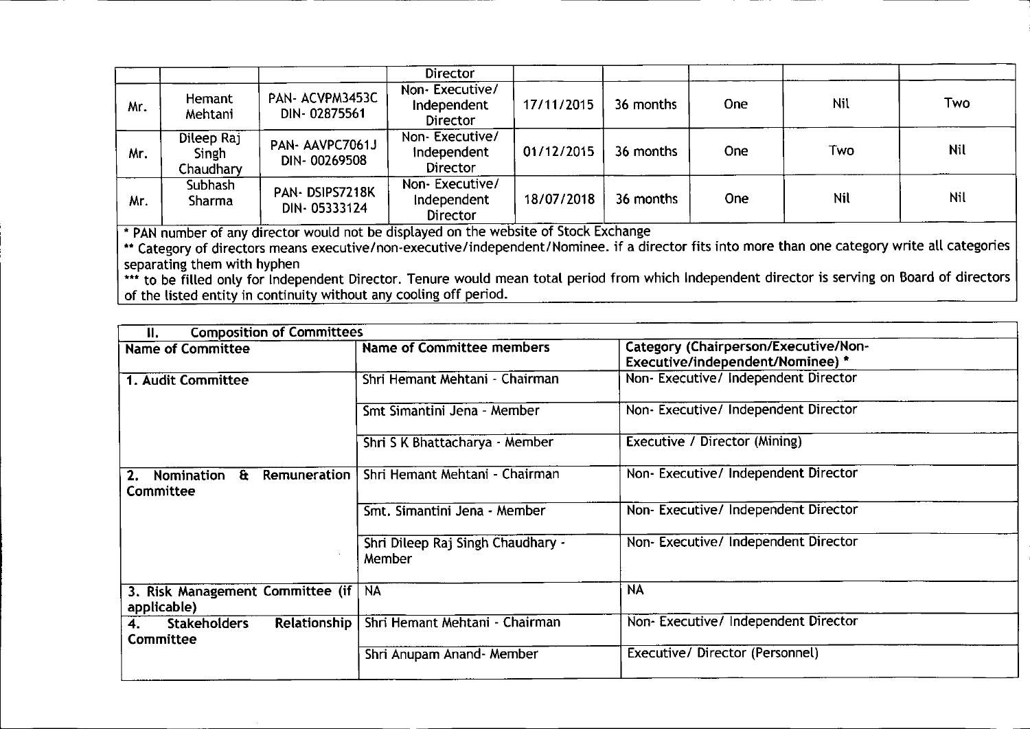| | | | Director | | | | | |
|---|---|---|---|---|---|---|---|---|
| Mr. | Hemant Mehtani | PAN- ACVPM3453C DIN- 02875561 | Non- Executive/ Independent Director | 17/11/2015 | 36 months | One | Nil | Two |
| Mr. | Dileep Raj Singh Chaudhary | PAN- AAVPC7061J DIN- 00269508 | Non- Executive/ Independent Director | 01/12/2015 | 36 months | One | Two | Nil |
| Mr. | Subhash Sharma | PAN- DSIPS7218K DIN- 05333124 | Non- Executive/ Independent Director | 18/07/2018 | 36 months | One | Nil | Nil |

* PAN number of any director would not be displayed on the website of Stock Exchange

** Category of directors means executive/non-executive/independent/Nominee. if a director fits into more than one category write all categories separating them with hyphen

*** to be filled only for Independent Director. Tenure would mean total period from which Independent director is serving on Board of directors of the listed entity in continuity without any cooling off period.

| II. Composition of Committees | | |
|---|---|---|
| **Name of Committee** | **Name of Committee members** | **Category (Chairperson/Executive/Non-Executive/independent/Nominee) *** |
| **1. Audit Committee** | Shri Hemant Mehtani - Chairman | Non- Executive/ Independent Director |
| | Smt Simantini Jena - Member | Non- Executive/ Independent Director |
| | Shri S K Bhattacharya - Member | Executive / Director (Mining) |
| **2. Nomination & Remuneration Committee** | Shri Hemant Mehtani - Chairman | Non- Executive/ Independent Director |
| | Smt. Simantini Jena - Member | Non- Executive/ Independent Director |
| | Shri Dileep Raj Singh Chaudhary - Member | Non- Executive/ Independent Director |
| **3. Risk Management Committee (if applicable)** | NA | NA |
| **4. Stakeholders Relationship Committee** | Shri Hemant Mehtani - Chairman | Non- Executive/ Independent Director |
| | Shri Anupam Anand- Member | Executive/ Director (Personnel) |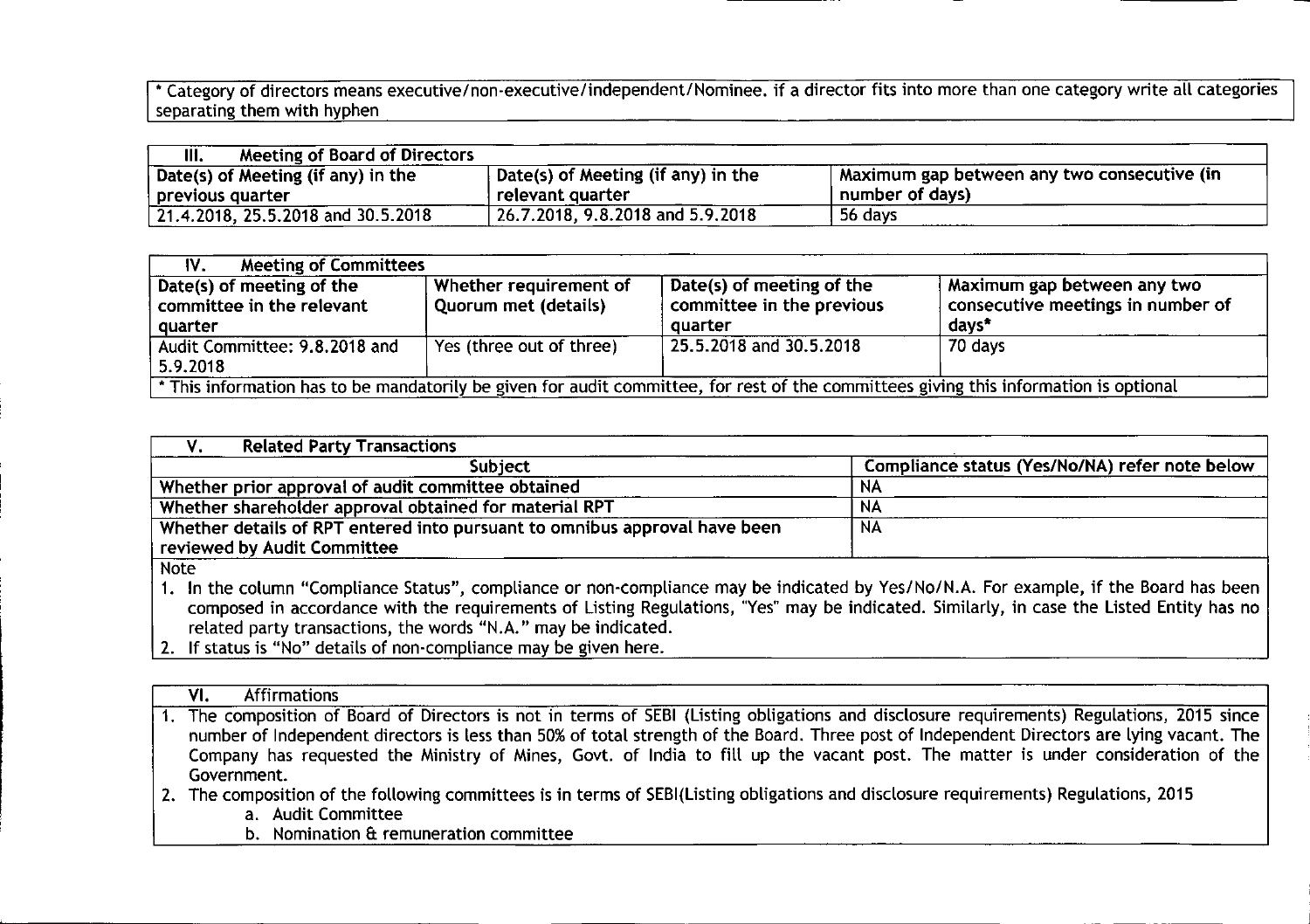* Category of directors means executive/non-executive/independent/Nominee. if a director fits into more than one category write all categories separating them with hyphen

| III. Meeting of Board of Directors | | |
|---|---|---|
| Date(s) of Meeting (if any) in the previous quarter | Date(s) of Meeting (if any) in the relevant quarter | Maximum gap between any two consecutive (in number of days) |
| 21.4.2018, 25.5.2018 and 30.5.2018 | 26.7.2018, 9.8.2018 and 5.9.2018 | 56 days |

| IV. Meeting of Committees | | | |
|---|---|---|---|
| Date(s) of meeting of the committee in the relevant quarter | Whether requirement of Quorum met (details) | Date(s) of meeting of the committee in the previous quarter | Maximum gap between any two consecutive meetings in number of days* |
| Audit Committee: 9.8.2018 and 5.9.2018 | Yes (three out of three) | 25.5.2018 and 30.5.2018 | 70 days |
| * This information has to be mandatorily be given for audit committee, for rest of the committees giving this information is optional | | | |

| V. Related Party Transactions | |
|---|---|
| Subject | Compliance status (Yes/No/NA) refer note below |
| Whether prior approval of audit committee obtained | NA |
| Whether shareholder approval obtained for material RPT | NA |
| Whether details of RPT entered into pursuant to omnibus approval have been reviewed by Audit Committee | NA |

Note

1. In the column "Compliance Status", compliance or non-compliance may be indicated by Yes/No/N.A. For example, if the Board has been composed in accordance with the requirements of Listing Regulations, "Yes" may be indicated. Similarly, in case the Listed Entity has no related party transactions, the words "N.A." may be indicated.
2. If status is "No" details of non-compliance may be given here.

**VI. Affirmations**

1. The composition of Board of Directors is not in terms of SEBI (Listing obligations and disclosure requirements) Regulations, 2015 since number of Independent directors is less than 50% of total strength of the Board. Three post of Independent Directors are lying vacant. The Company has requested the Ministry of Mines, Govt. of India to fill up the vacant post. The matter is under consideration of the Government.
2. The composition of the following committees is in terms of SEBI(Listing obligations and disclosure requirements) Regulations, 2015
   a. Audit Committee
   b. Nomination & remuneration committee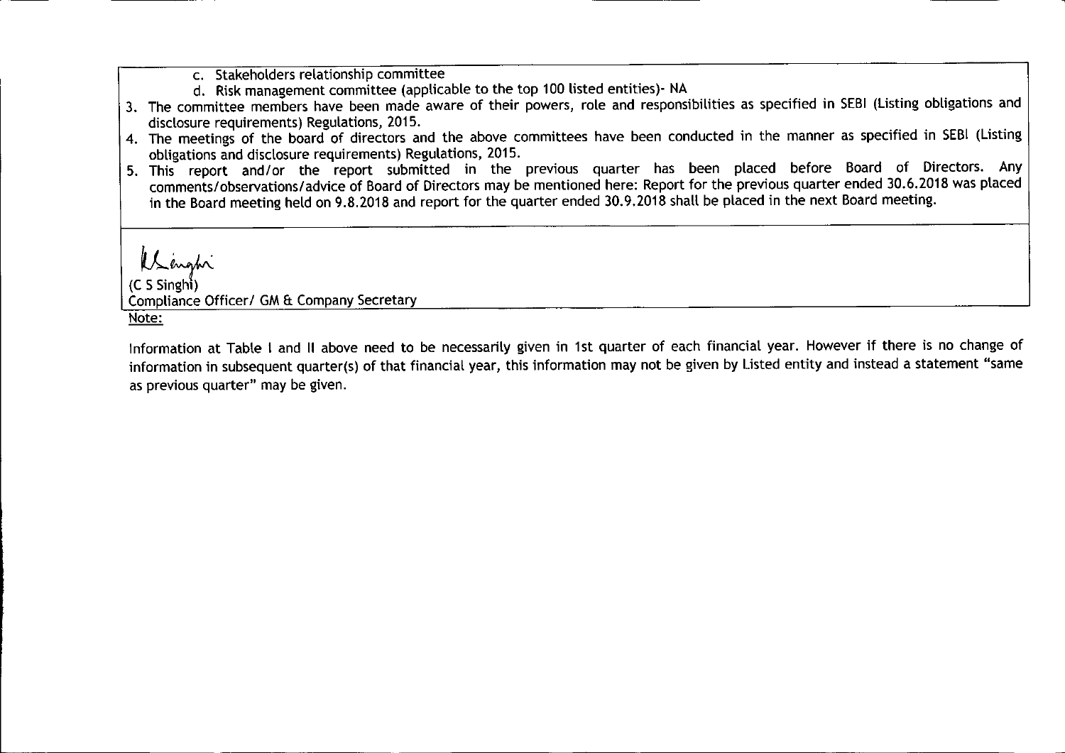c. Stakeholders relationship committee

d. Risk management committee (applicable to the top 100 listed entities)- NA

3. The committee members have been made aware of their powers, role and responsibilities as specified in SEBI (Listing obligations and disclosure requirements) Regulations, 2015.
4. The meetings of the board of directors and the above committees have been conducted in the manner as specified in SEBI (Listing obligations and disclosure requirements) Regulations, 2015.
5. This report and/or the report submitted in the previous quarter has been placed before Board of Directors. Any comments/observations/advice of Board of Directors may be mentioned here: Report for the previous quarter ended 30.6.2018 was placed in the Board meeting held on 9.8.2018 and report for the quarter ended 30.9.2018 shall be placed in the next Board meeting.

(C S Singhi)
Compliance Officer/ GM & Company Secretary

Note:

Information at Table I and II above need to be necessarily given in 1st quarter of each financial year. However if there is no change of information in subsequent quarter(s) of that financial year, this information may not be given by Listed entity and instead a statement "same as previous quarter" may be given.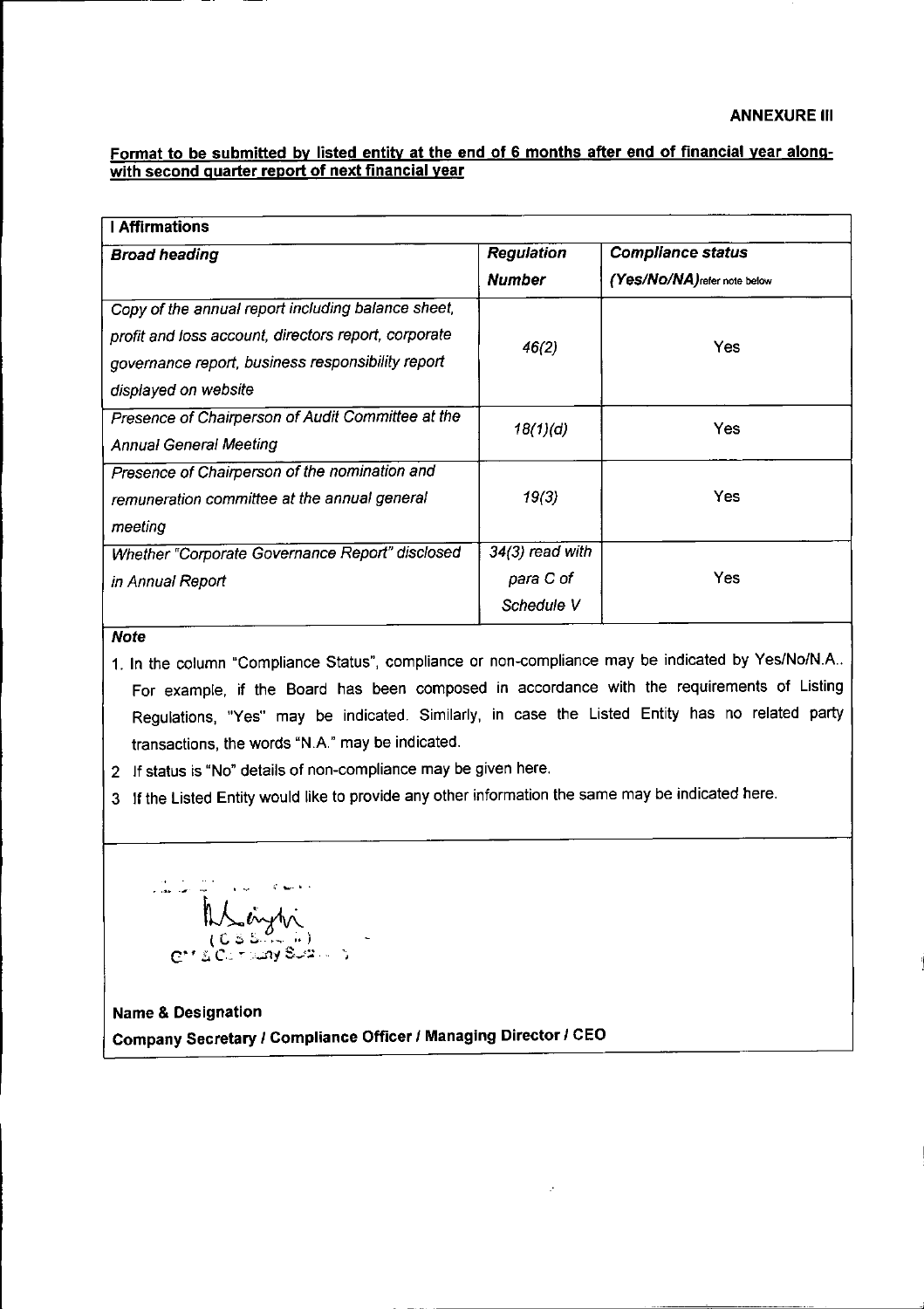**ANNEXURE III**

**Format to be submitted by listed entity at the end of 6 months after end of financial year along-with second quarter report of next financial year**

| **I Affirmations** | | |
|---|---|---|
| ***Broad heading*** | ***Regulation Number*** | ***Compliance status (Yes/No/NA)****refer note below* |
| *Copy of the annual report including balance sheet, profit and loss account, directors report, corporate governance report, business responsibility report displayed on website* | *46(2)* | Yes |
| *Presence of Chairperson of Audit Committee at the Annual General Meeting* | *18(1)(d)* | Yes |
| *Presence of Chairperson of the nomination and remuneration committee at the annual general meeting* | *19(3)* | Yes |
| *Whether "Corporate Governance Report" disclosed in Annual Report* | *34(3) read with para C of Schedule V* | Yes |

***Note***

1. In the column "Compliance Status", compliance or non-compliance may be indicated by Yes/No/N.A.. For example, if the Board has been composed in accordance with the requirements of Listing Regulations, "Yes" may be indicated. Similarly, in case the Listed Entity has no related party transactions, the words "N.A." may be indicated.
2. If status is "No" details of non-compliance may be given here.
3. If the Listed Entity would like to provide any other information the same may be indicated here.

**Name & Designation**
**Company Secretary / Compliance Officer / Managing Director / CEO**